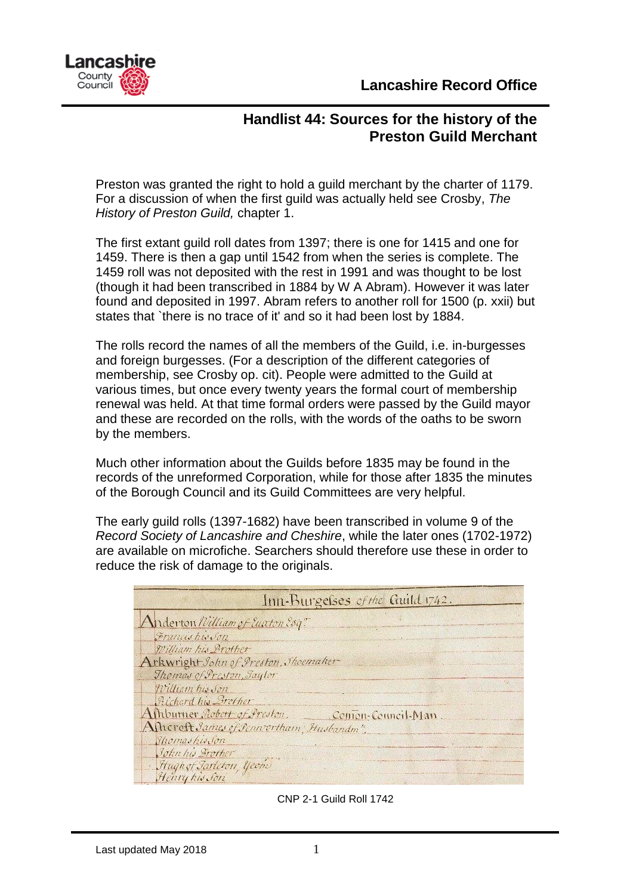Lancashire County Council

**Lancashire Record Office**

## Handlist 44: Sources for the history of the Preston Guild Merchant

Preston was granted the right to hold a guild merchant by the charter of 1179. For a discussion of when the first guild was actually held see Crosby, *The History of Preston Guild,* chapter 1.

The first extant guild roll dates from 1397; there is one for 1415 and one for 1459. There is then a gap until 1542 from when the series is complete. The 1459 roll was not deposited with the rest in 1991 and was thought to be lost (though it had been transcribed in 1884 by W A Abram). However it was later found and deposited in 1997. Abram refers to another roll for 1500 (p. xxii) but states that `there is no trace of it' and so it had been lost by 1884.

The rolls record the names of all the members of the Guild, i.e. in-burgesses and foreign burgesses. (For a description of the different categories of membership, see Crosby op. cit). People were admitted to the Guild at various times, but once every twenty years the formal court of membership renewal was held. At that time formal orders were passed by the Guild mayor and these are recorded on the rolls, with the words of the oaths to be sworn by the members.

Much other information about the Guilds before 1835 may be found in the records of the unreformed Corporation, while for those after 1835 the minutes of the Borough Council and its Guild Committees are very helpful.

The early guild rolls (1397-1682) have been transcribed in volume 9 of the *Record Society of Lancashire and Cheshire*, while the later ones (1702-1972) are available on microfiche. Searchers should therefore use these in order to reduce the risk of damage to the originals.

CNP 2-1 Guild Roll 1742

Last updated May 2018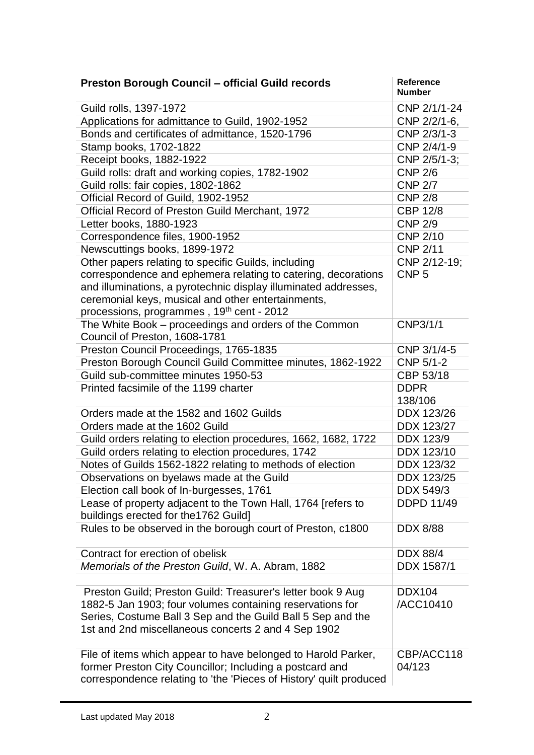| **Preston Borough Council – official Guild records** | **Reference Number** |
|---|---|
| Guild rolls, 1397-1972 | CNP 2/1/1-24 |
| Applications for admittance to Guild, 1902-1952 | CNP 2/2/1-6, |
| Bonds and certificates of admittance, 1520-1796 | CNP 2/3/1-3 |
| Stamp books, 1702-1822 | CNP 2/4/1-9 |
| Receipt books, 1882-1922 | CNP 2/5/1-3; |
| Guild rolls: draft and working copies, 1782-1902 | CNP 2/6 |
| Guild rolls: fair copies, 1802-1862 | CNP 2/7 |
| Official Record of Guild, 1902-1952 | CNP 2/8 |
| Official Record of Preston Guild Merchant, 1972 | CBP 12/8 |
| Letter books, 1880-1923 | CNP 2/9 |
| Correspondence files, 1900-1952 | CNP 2/10 |
| Newscuttings books, 1899-1972 | CNP 2/11 |
| Other papers relating to specific Guilds, including correspondence and ephemera relating to catering, decorations and illuminations, a pyrotechnic display illuminated addresses, ceremonial keys, musical and other entertainments, processions, programmes , 19th cent - 2012 | CNP 2/12-19; CNP 5 |
| The White Book – proceedings and orders of the Common Council of Preston, 1608-1781 | CNP3/1/1 |
| Preston Council Proceedings, 1765-1835 | CNP 3/1/4-5 |
| Preston Borough Council Guild Committee minutes, 1862-1922 | CNP 5/1-2 |
| Guild sub-committee minutes 1950-53 | CBP 53/18 |
| Printed facsimile of the 1199 charter | DDPR 138/106 |
| Orders made at the 1582 and 1602 Guilds | DDX 123/26 |
| Orders made at the 1602 Guild | DDX 123/27 |
| Guild orders relating to election procedures, 1662, 1682, 1722 | DDX 123/9 |
| Guild orders relating to election procedures, 1742 | DDX 123/10 |
| Notes of Guilds 1562-1822 relating to methods of election | DDX 123/32 |
| Observations on byelaws made at the Guild | DDX 123/25 |
| Election call book of In-burgesses, 1761 | DDX 549/3 |
| Lease of property adjacent to the Town Hall, 1764 [refers to buildings erected for the1762 Guild] | DDPD 11/49 |
| Rules to be observed in the borough court of Preston, c1800 | DDX 8/88 |
| Contract for erection of obelisk | DDX 88/4 |
| *Memorials of the Preston Guild*, W. A. Abram, 1882 | DDX 1587/1 |
| | |
| Preston Guild; Preston Guild: Treasurer's letter book 9 Aug 1882-5 Jan 1903; four volumes containing reservations for Series, Costume Ball 3 Sep and the Guild Ball 5 Sep and the 1st and 2nd miscellaneous concerts 2 and 4 Sep 1902 | DDX104 /ACC10410 |
| File of items which appear to have belonged to Harold Parker, former Preston City Councillor; Including a postcard and correspondence relating to 'the 'Pieces of History' quilt produced | CBP/ACC118 04/123 |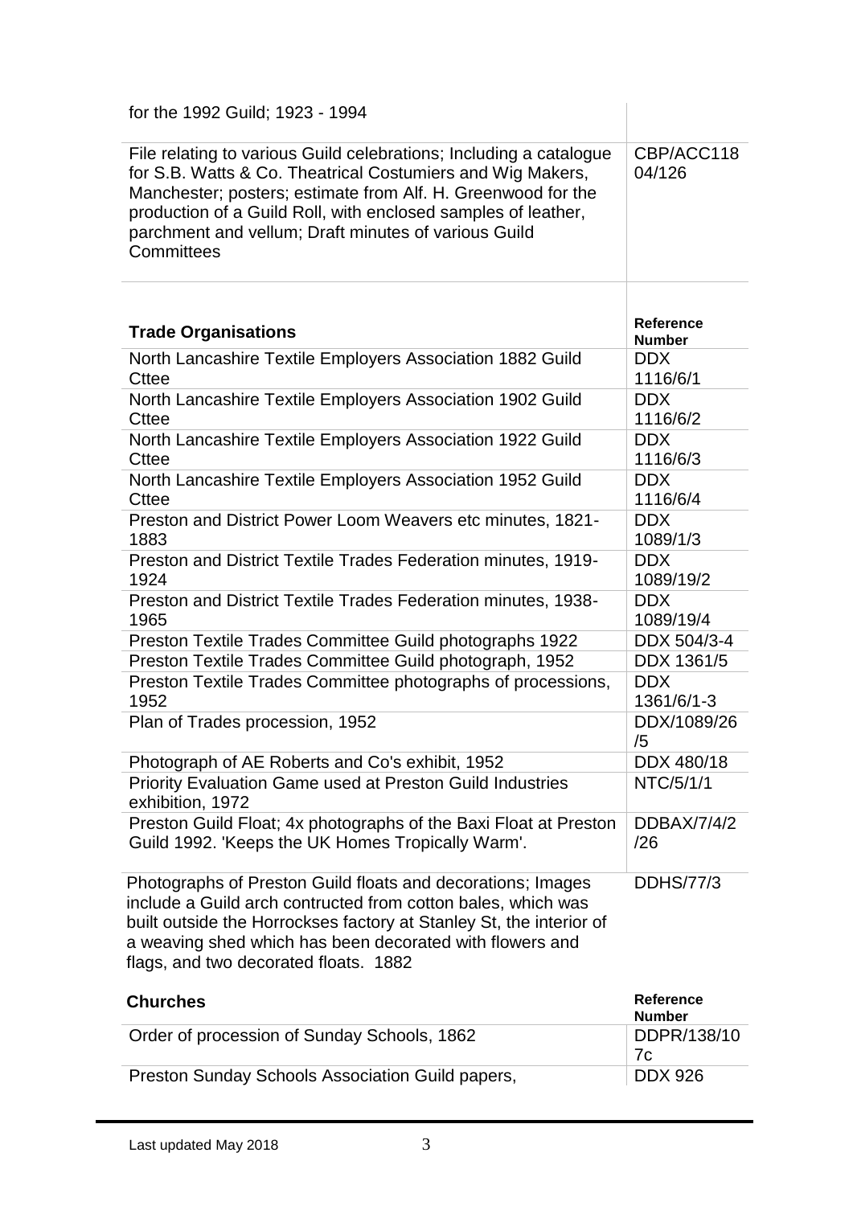| | |
|---|---|
| for the 1992 Guild; 1923 - 1994 | |
| File relating to various Guild celebrations; Including a catalogue for S.B. Watts & Co. Theatrical Costumiers and Wig Makers, Manchester; posters; estimate from Alf. H. Greenwood for the production of a Guild Roll, with enclosed samples of leather, parchment and vellum; Draft minutes of various Guild Committees | CBP/ACC11804/126 |

| **Trade Organisations** | **Reference Number** |
|---|---|
| North Lancashire Textile Employers Association 1882 Guild Cttee | DDX 1116/6/1 |
| North Lancashire Textile Employers Association 1902 Guild Cttee | DDX 1116/6/2 |
| North Lancashire Textile Employers Association 1922 Guild Cttee | DDX 1116/6/3 |
| North Lancashire Textile Employers Association 1952 Guild Cttee | DDX 1116/6/4 |
| Preston and District Power Loom Weavers etc minutes, 1821-1883 | DDX 1089/1/3 |
| Preston and District Textile Trades Federation minutes, 1919-1924 | DDX 1089/19/2 |
| Preston and District Textile Trades Federation minutes, 1938-1965 | DDX 1089/19/4 |
| Preston Textile Trades Committee Guild photographs 1922 | DDX 504/3-4 |
| Preston Textile Trades Committee Guild photograph, 1952 | DDX 1361/5 |
| Preston Textile Trades Committee photographs of processions, 1952 | DDX 1361/6/1-3 |
| Plan of Trades procession, 1952 | DDX/1089/26/5 |
| Photograph of AE Roberts and Co's exhibit, 1952 | DDX 480/18 |
| Priority Evaluation Game used at Preston Guild Industries exhibition, 1972 | NTC/5/1/1 |
| Preston Guild Float; 4x photographs of the Baxi Float at Preston Guild 1992. 'Keeps the UK Homes Tropically Warm'. | DDBAX/7/4/2/26 |
| Photographs of Preston Guild floats and decorations; Images include a Guild arch contructed from cotton bales, which was built outside the Horrockses factory at Stanley St, the interior of a weaving shed which has been decorated with flowers and flags, and two decorated floats. 1882 | DDHS/77/3 |

| **Churches** | **Reference Number** |
|---|---|
| Order of procession of Sunday Schools, 1862 | DDPR/138/107c |
| Preston Sunday Schools Association Guild papers, | DDX 926 |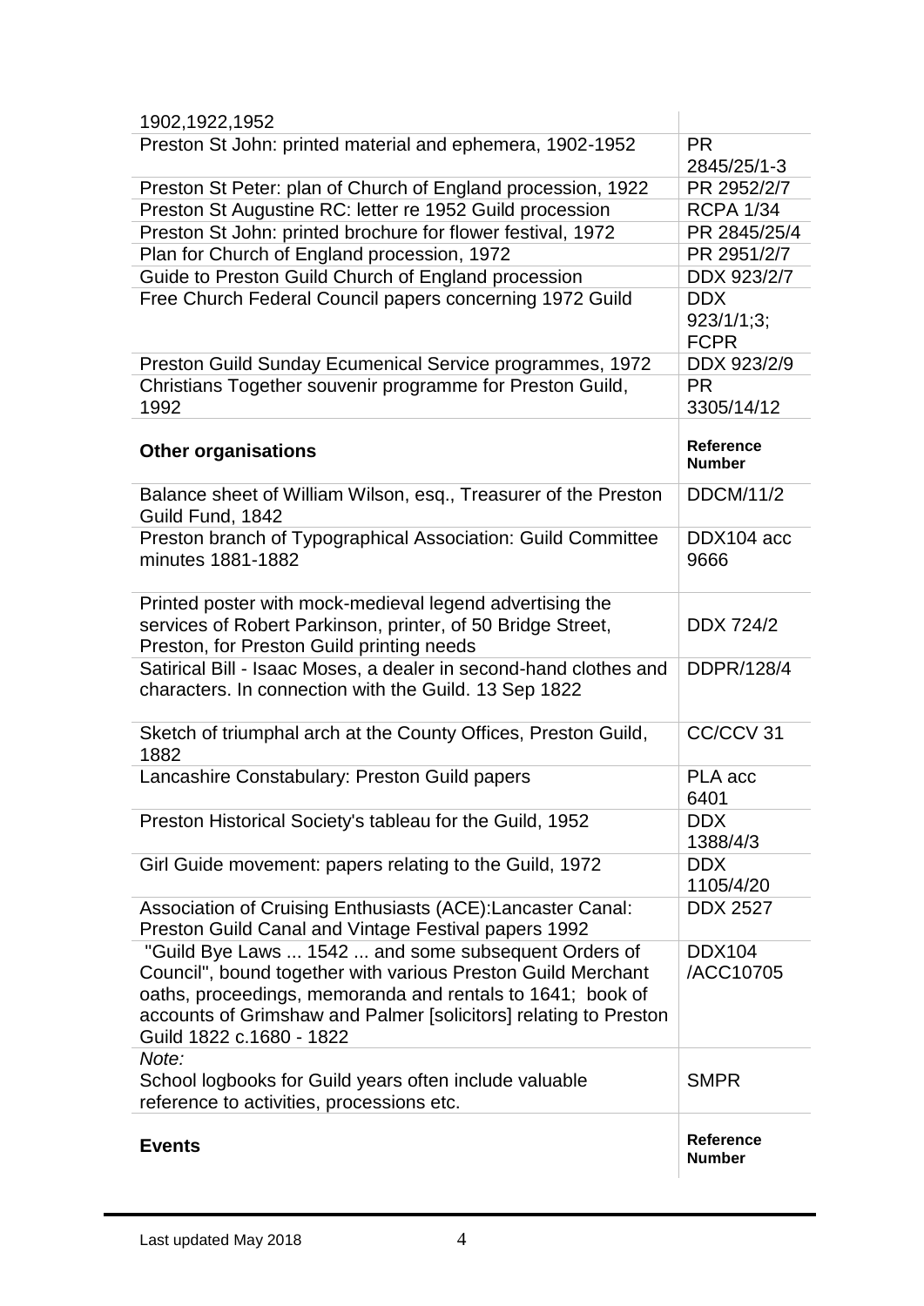| | |
|---|---|
| 1902,1922,1952 | |
| Preston St John: printed material and ephemera, 1902-1952 | PR 2845/25/1-3 |
| Preston St Peter: plan of Church of England procession, 1922 | PR 2952/2/7 |
| Preston St Augustine RC: letter re 1952 Guild procession | RCPA 1/34 |
| Preston St John: printed brochure for flower festival, 1972 | PR 2845/25/4 |
| Plan for Church of England procession, 1972 | PR 2951/2/7 |
| Guide to Preston Guild Church of England procession | DDX 923/2/7 |
| Free Church Federal Council papers concerning 1972 Guild | DDX 923/1/1;3; FCPR |
| Preston Guild Sunday Ecumenical Service programmes, 1972 | DDX 923/2/9 |
| Christians Together souvenir programme for Preston Guild, 1992 | PR 3305/14/12 |

| **Other organisations** | **Reference Number** |
|---|---|
| Balance sheet of William Wilson, esq., Treasurer of the Preston Guild Fund, 1842 | DDCM/11/2 |
| Preston branch of Typographical Association: Guild Committee minutes 1881-1882 | DDX104 acc 9666 |
| Printed poster with mock-medieval legend advertising the services of Robert Parkinson, printer, of 50 Bridge Street, Preston, for Preston Guild printing needs | DDX 724/2 |
| Satirical Bill - Isaac Moses, a dealer in second-hand clothes and characters. In connection with the Guild. 13 Sep 1822 | DDPR/128/4 |
| Sketch of triumphal arch at the County Offices, Preston Guild, 1882 | CC/CCV 31 |
| Lancashire Constabulary: Preston Guild papers | PLA acc 6401 |
| Preston Historical Society's tableau for the Guild, 1952 | DDX 1388/4/3 |
| Girl Guide movement: papers relating to the Guild, 1972 | DDX 1105/4/20 |
| Association of Cruising Enthusiasts (ACE):Lancaster Canal: Preston Guild Canal and Vintage Festival papers 1992 | DDX 2527 |
| "Guild Bye Laws ... 1542 ... and some subsequent Orders of Council", bound together with various Preston Guild Merchant oaths, proceedings, memoranda and rentals to 1641; book of accounts of Grimshaw and Palmer [solicitors] relating to Preston Guild 1822 c.1680 - 1822 | DDX104 /ACC10705 |
| *Note:* School logbooks for Guild years often include valuable reference to activities, processions etc. | SMPR |

| **Events** | **Reference Number** |
|---|---|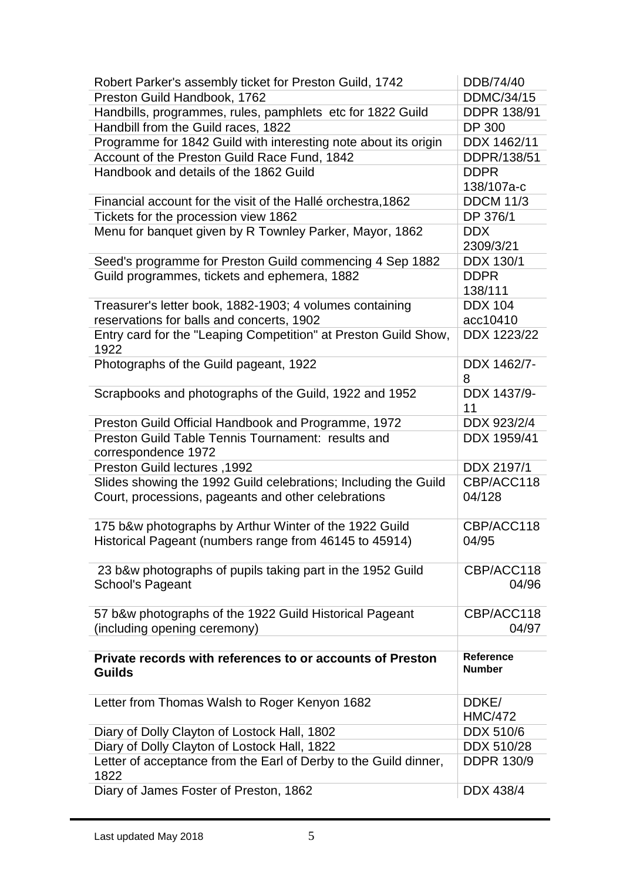| | |
|---|---|
| Robert Parker's assembly ticket for Preston Guild, 1742 | DDB/74/40 |
| Preston Guild Handbook, 1762 | DDMC/34/15 |
| Handbills, programmes, rules, pamphlets etc for 1822 Guild | DDPR 138/91 |
| Handbill from the Guild races, 1822 | DP 300 |
| Programme for 1842 Guild with interesting note about its origin | DDX 1462/11 |
| Account of the Preston Guild Race Fund, 1842 | DDPR/138/51 |
| Handbook and details of the 1862 Guild | DDPR 138/107a-c |
| Financial account for the visit of the Hallé orchestra,1862 | DDCM 11/3 |
| Tickets for the procession view 1862 | DP 376/1 |
| Menu for banquet given by R Townley Parker, Mayor, 1862 | DDX 2309/3/21 |
| Seed's programme for Preston Guild commencing 4 Sep 1882 | DDX 130/1 |
| Guild programmes, tickets and ephemera, 1882 | DDPR 138/111 |
| Treasurer's letter book, 1882-1903; 4 volumes containing reservations for balls and concerts, 1902 | DDX 104 acc10410 |
| Entry card for the "Leaping Competition" at Preston Guild Show, 1922 | DDX 1223/22 |
| Photographs of the Guild pageant, 1922 | DDX 1462/7-8 |
| Scrapbooks and photographs of the Guild, 1922 and 1952 | DDX 1437/9-11 |
| Preston Guild Official Handbook and Programme, 1972 | DDX 923/2/4 |
| Preston Guild Table Tennis Tournament: results and correspondence 1972 | DDX 1959/41 |
| Preston Guild lectures ,1992 | DDX 2197/1 |
| Slides showing the 1992 Guild celebrations; Including the Guild Court, processions, pageants and other celebrations | CBP/ACC11804/128 |
| 175 b&w photographs by Arthur Winter of the 1922 Guild Historical Pageant (numbers range from 46145 to 45914) | CBP/ACC11804/95 |
| 23 b&w photographs of pupils taking part in the 1952 Guild School's Pageant | CBP/ACC11804/96 |
| 57 b&w photographs of the 1922 Guild Historical Pageant (including opening ceremony) | CBP/ACC11804/97 |

| **Private records with references to or accounts of Preston Guilds** | **Reference Number** |
|---|---|
| Letter from Thomas Walsh to Roger Kenyon 1682 | DDKE/HMC/472 |
| Diary of Dolly Clayton of Lostock Hall, 1802 | DDX 510/6 |
| Diary of Dolly Clayton of Lostock Hall, 1822 | DDX 510/28 |
| Letter of acceptance from the Earl of Derby to the Guild dinner, 1822 | DDPR 130/9 |
| Diary of James Foster of Preston, 1862 | DDX 438/4 |

Last updated May 2018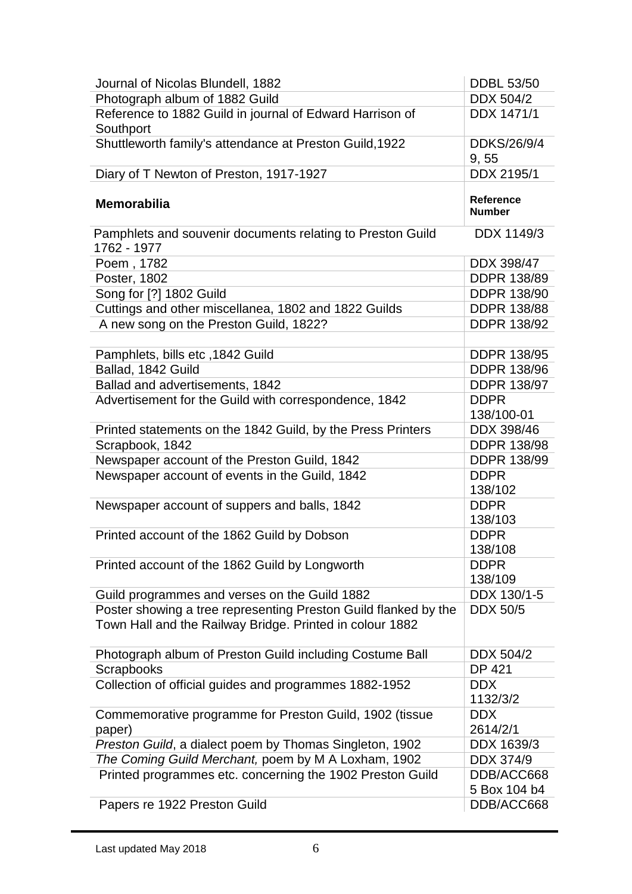| | |
|---|---|
| Journal of Nicolas Blundell, 1882 | DDBL 53/50 |
| Photograph album of 1882 Guild | DDX 504/2 |
| Reference to 1882 Guild in journal of Edward Harrison of Southport | DDX 1471/1 |
| Shuttleworth family's attendance at Preston Guild,1922 | DDKS/26/9/49, 55 |
| Diary of T Newton of Preston, 1917-1927 | DDX 2195/1 |

| **Memorabilia** | **Reference Number** |
|---|---|
| Pamphlets and souvenir documents relating to Preston Guild 1762 - 1977 | DDX 1149/3 |
| Poem , 1782 | DDX 398/47 |
| Poster, 1802 | DDPR 138/89 |
| Song for [?] 1802 Guild | DDPR 138/90 |
| Cuttings and other miscellanea, 1802 and 1822 Guilds | DDPR 138/88 |
| A new song on the Preston Guild, 1822? | DDPR 138/92 |
| | |
| Pamphlets, bills etc ,1842 Guild | DDPR 138/95 |
| Ballad, 1842 Guild | DDPR 138/96 |
| Ballad and advertisements, 1842 | DDPR 138/97 |
| Advertisement for the Guild with correspondence, 1842 | DDPR 138/100-01 |
| Printed statements on the 1842 Guild, by the Press Printers | DDX 398/46 |
| Scrapbook, 1842 | DDPR 138/98 |
| Newspaper account of the Preston Guild, 1842 | DDPR 138/99 |
| Newspaper account of events in the Guild, 1842 | DDPR 138/102 |
| Newspaper account of suppers and balls, 1842 | DDPR 138/103 |
| Printed account of the 1862 Guild by Dobson | DDPR 138/108 |
| Printed account of the 1862 Guild by Longworth | DDPR 138/109 |
| Guild programmes and verses on the Guild 1882 | DDX 130/1-5 |
| Poster showing a tree representing Preston Guild flanked by the Town Hall and the Railway Bridge. Printed in colour 1882 | DDX 50/5 |
| Photograph album of Preston Guild including Costume Ball | DDX 504/2 |
| Scrapbooks | DP 421 |
| Collection of official guides and programmes 1882-1952 | DDX 1132/3/2 |
| Commemorative programme for Preston Guild, 1902 (tissue paper) | DDX 2614/2/1 |
| *Preston Guild*, a dialect poem by Thomas Singleton, 1902 | DDX 1639/3 |
| *The Coming Guild Merchant,* poem by M A Loxham, 1902 | DDX 374/9 |
| Printed programmes etc. concerning the 1902 Preston Guild | DDB/ACC6685 Box 104 b4 |
| Papers re 1922 Preston Guild | DDB/ACC668 |

Last updated May 2018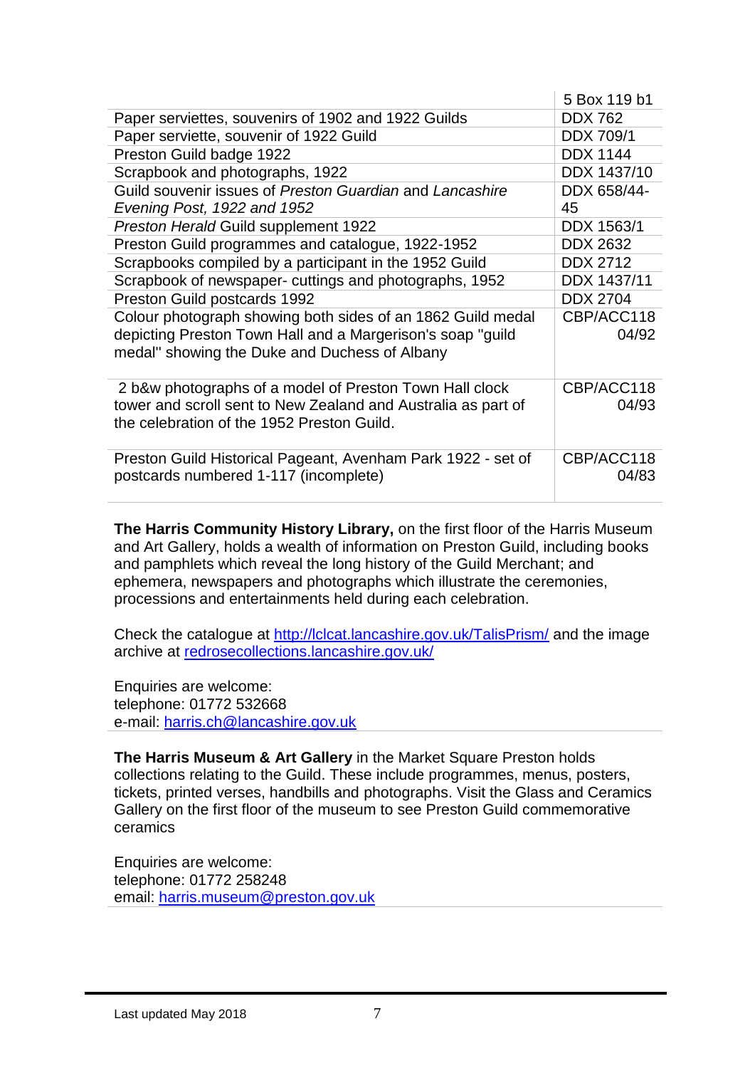| | 5 Box 119 b1 |
|---|---|
| Paper serviettes, souvenirs of 1902 and 1922 Guilds | DDX 762 |
| Paper serviette, souvenir of 1922 Guild | DDX 709/1 |
| Preston Guild badge 1922 | DDX 1144 |
| Scrapbook and photographs, 1922 | DDX 1437/10 |
| Guild souvenir issues of *Preston Guardian* and *Lancashire Evening Post, 1922 and 1952* | DDX 658/44-45 |
| *Preston Herald* Guild supplement 1922 | DDX 1563/1 |
| Preston Guild programmes and catalogue, 1922-1952 | DDX 2632 |
| Scrapbooks compiled by a participant in the 1952 Guild | DDX 2712 |
| Scrapbook of newspaper- cuttings and photographs, 1952 | DDX 1437/11 |
| Preston Guild postcards 1992 | DDX 2704 |
| Colour photograph showing both sides of an 1862 Guild medal depicting Preston Town Hall and a Margerison's soap "guild medal" showing the Duke and Duchess of Albany | CBP/ACC118 04/92 |
| 2 b&w photographs of a model of Preston Town Hall clock tower and scroll sent to New Zealand and Australia as part of the celebration of the 1952 Preston Guild. | CBP/ACC118 04/93 |
| Preston Guild Historical Pageant, Avenham Park 1922 - set of postcards numbered 1-117 (incomplete) | CBP/ACC118 04/83 |

**The Harris Community History Library,** on the first floor of the Harris Museum and Art Gallery, holds a wealth of information on Preston Guild, including books and pamphlets which reveal the long history of the Guild Merchant; and ephemera, newspapers and photographs which illustrate the ceremonies, processions and entertainments held during each celebration.

Check the catalogue at [http://lclcat.lancashire.gov.uk/TalisPrism/](http://lclcat.lancashire.gov.uk/TalisPrism/) and the image archive at [redrosecollections.lancashire.gov.uk/](redrosecollections.lancashire.gov.uk/)

Enquiries are welcome:
telephone: 01772 532668
e-mail: [harris.ch@lancashire.gov.uk](mailto:harris.ch@lancashire.gov.uk)

**The Harris Museum & Art Gallery** in the Market Square Preston holds collections relating to the Guild. These include programmes, menus, posters, tickets, printed verses, handbills and photographs. Visit the Glass and Ceramics Gallery on the first floor of the museum to see Preston Guild commemorative ceramics

Enquiries are welcome:
telephone: 01772 258248
email: [harris.museum@preston.gov.uk](mailto:harris.museum@preston.gov.uk)

Last updated May 2018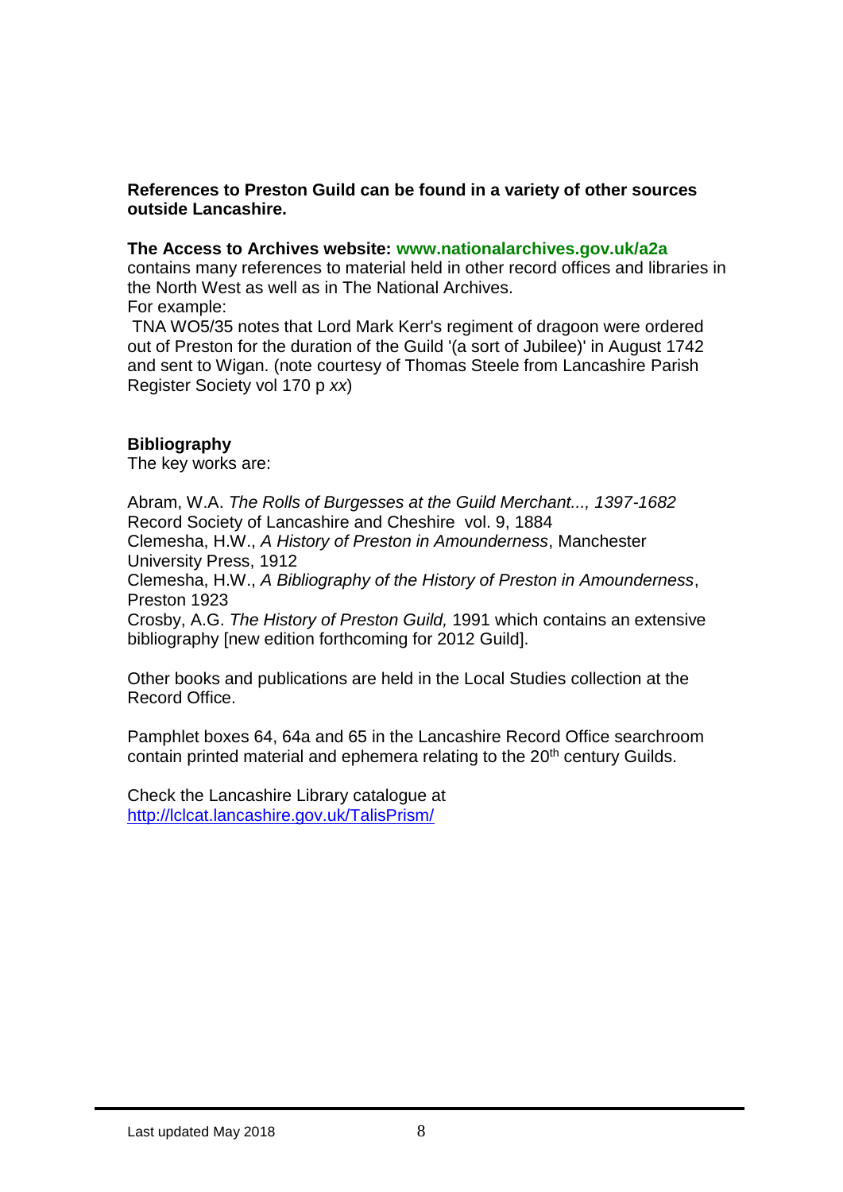**References to Preston Guild can be found in a variety of other sources outside Lancashire.**

**The Access to Archives website: www.nationalarchives.gov.uk/a2a** contains many references to material held in other record offices and libraries in the North West as well as in The National Archives.
For example:
TNA WO5/35 notes that Lord Mark Kerr's regiment of dragoon were ordered out of Preston for the duration of the Guild '(a sort of Jubilee)' in August 1742 and sent to Wigan. (note courtesy of Thomas Steele from Lancashire Parish Register Society vol 170 p *xx*)

**Bibliography**
The key works are:

Abram, W.A. *The Rolls of Burgesses at the Guild Merchant..., 1397-1682* Record Society of Lancashire and Cheshire vol. 9, 1884
Clemesha, H.W., *A History of Preston in Amounderness*, Manchester University Press, 1912
Clemesha, H.W., *A Bibliography of the History of Preston in Amounderness*, Preston 1923
Crosby, A.G. *The History of Preston Guild,* 1991 which contains an extensive bibliography [new edition forthcoming for 2012 Guild].

Other books and publications are held in the Local Studies collection at the Record Office.

Pamphlet boxes 64, 64a and 65 in the Lancashire Record Office searchroom contain printed material and ephemera relating to the 20th century Guilds.

Check the Lancashire Library catalogue at http://lclcat.lancashire.gov.uk/TalisPrism/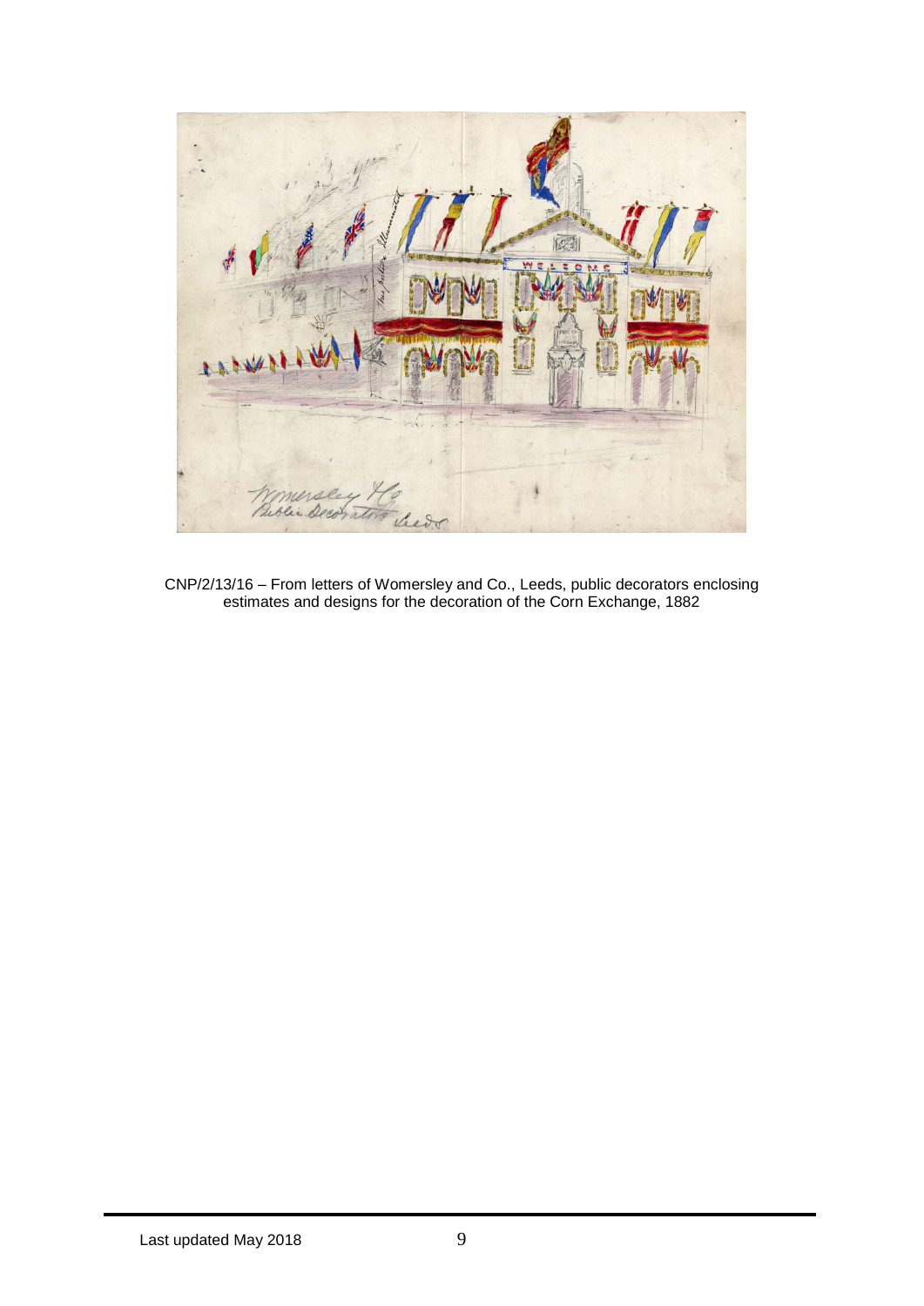CNP/2/13/16 – From letters of Womersley and Co., Leeds, public decorators enclosing estimates and designs for the decoration of the Corn Exchange, 1882